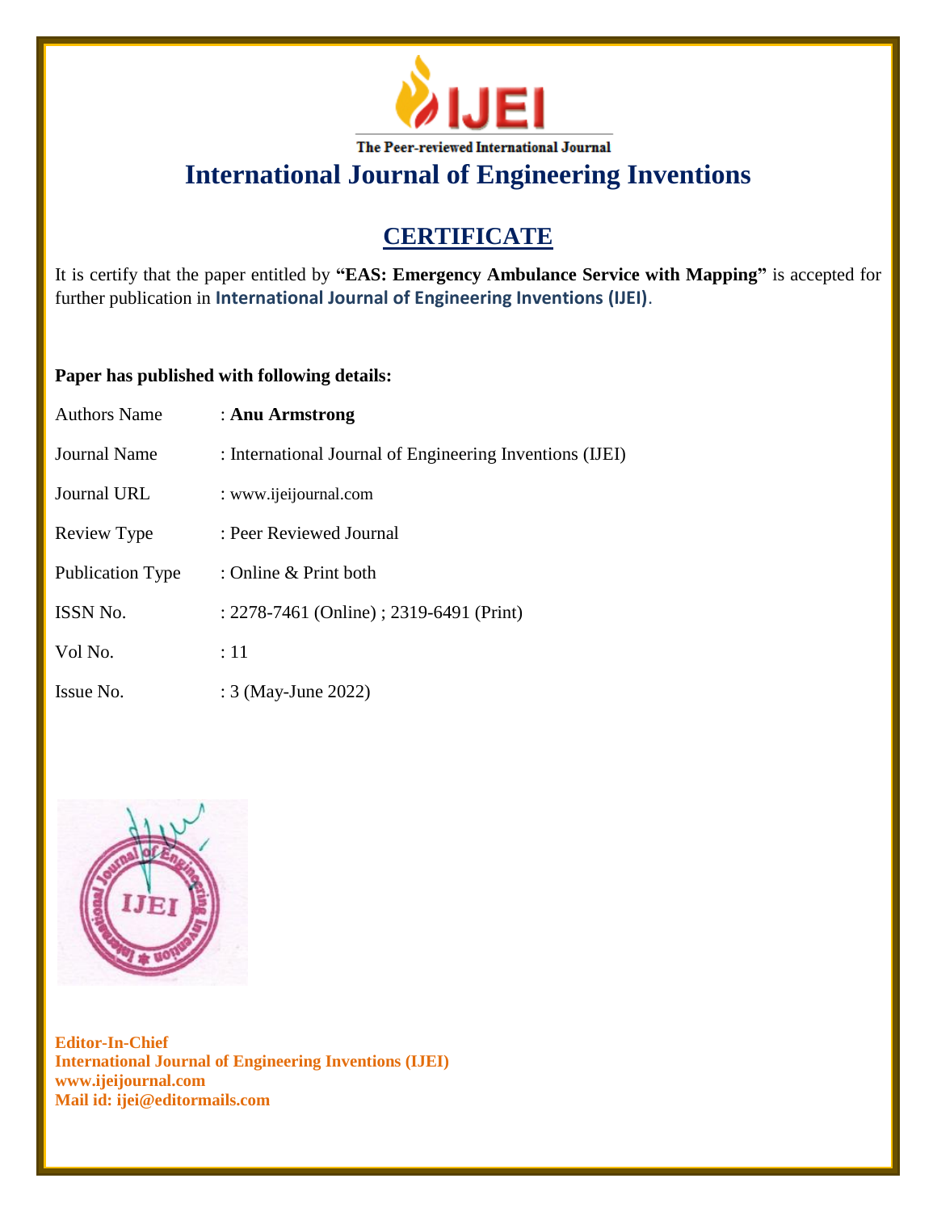IJEI

The Peer-reviewed International Journal

# International Journal of Engineering Inventions

## CERTIFICATE

It is certify that the paper entitled by **"EAS: Emergency Ambulance Service with Mapping"** is accepted for further publication in **International Journal of Engineering Inventions (IJEI)**.

**Paper has published with following details:**

| | |
|---|---|
| Authors Name | : **Anu Armstrong** |
| Journal Name | : International Journal of Engineering Inventions (IJEI) |
| Journal URL | : www.ijeijournal.com |
| Review Type | : Peer Reviewed Journal |
| Publication Type | : Online & Print both |
| ISSN No. | : 2278-7461 (Online) ; 2319-6491 (Print) |
| Vol No. | : 11 |
| Issue No. | : 3 (May-June 2022) |

**Editor-In-Chief**
**International Journal of Engineering Inventions (IJEI)**
**www.ijeijournal.com**
**Mail id: ijei@editormails.com**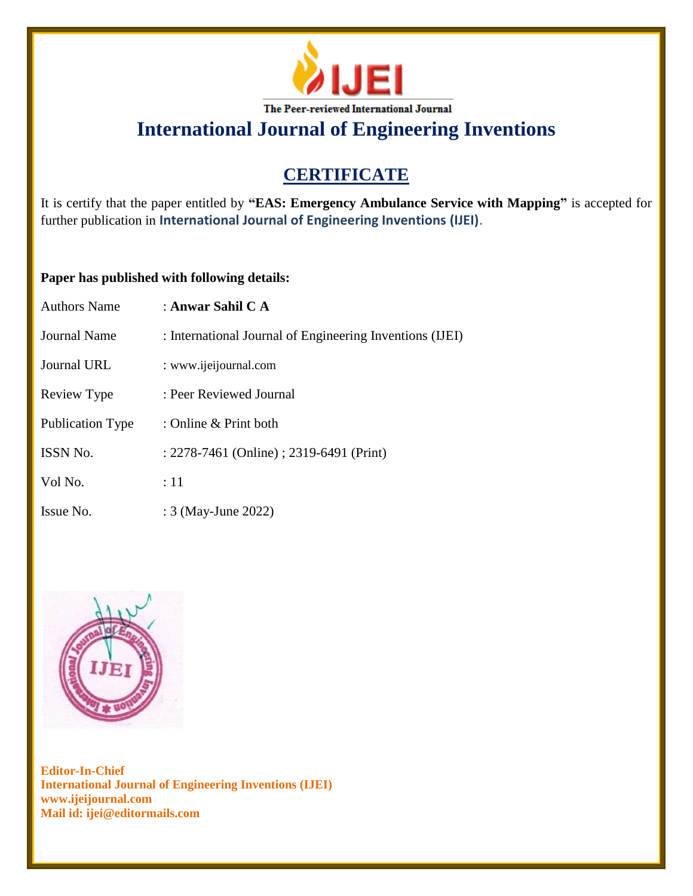IJEI

The Peer-reviewed International Journal

# International Journal of Engineering Inventions

## CERTIFICATE

It is certify that the paper entitled by **"EAS: Emergency Ambulance Service with Mapping"** is accepted for further publication in **International Journal of Engineering Inventions (IJEI)**.

**Paper has published with following details:**

| | |
|---|---|
| Authors Name | : **Anwar Sahil C A** |
| Journal Name | : International Journal of Engineering Inventions (IJEI) |
| Journal URL | : www.ijeijournal.com |
| Review Type | : Peer Reviewed Journal |
| Publication Type | : Online & Print both |
| ISSN No. | : 2278-7461 (Online) ; 2319-6491 (Print) |
| Vol No. | : 11 |
| Issue No. | : 3 (May-June 2022) |

**Editor-In-Chief**
**International Journal of Engineering Inventions (IJEI)**
**www.ijeijournal.com**
**Mail id: ijei@editormails.com**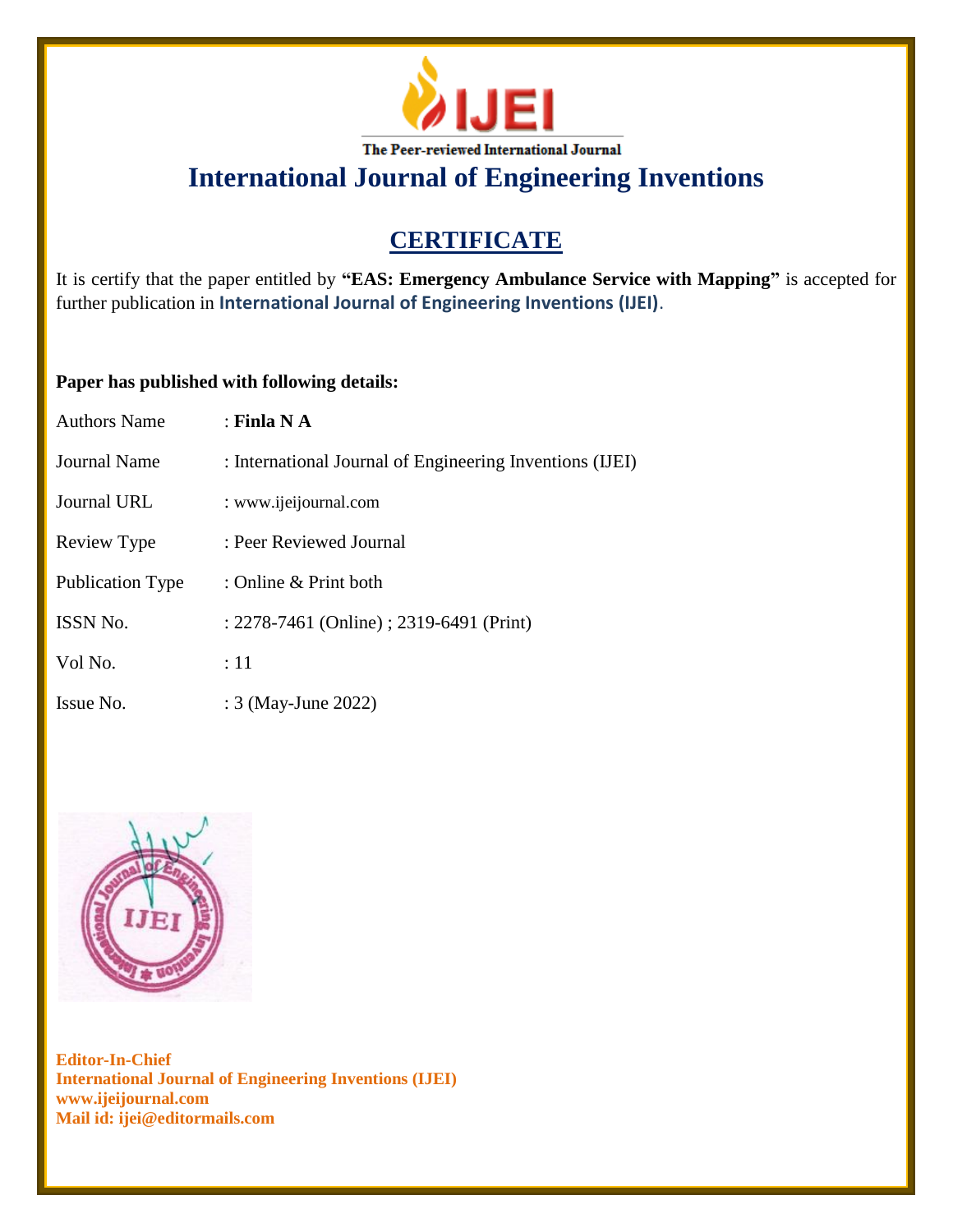The Peer-reviewed International Journal

# International Journal of Engineering Inventions

## CERTIFICATE

It is certify that the paper entitled by **"EAS: Emergency Ambulance Service with Mapping"** is accepted for further publication in **International Journal of Engineering Inventions (IJEI)**.

**Paper has published with following details:**

| | |
|---|---|
| Authors Name | : **Finla N A** |
| Journal Name | : International Journal of Engineering Inventions (IJEI) |
| Journal URL | : www.ijeijournal.com |
| Review Type | : Peer Reviewed Journal |
| Publication Type | : Online & Print both |
| ISSN No. | : 2278-7461 (Online) ; 2319-6491 (Print) |
| Vol No. | : 11 |
| Issue No. | : 3 (May-June 2022) |

**Editor-In-Chief**
**International Journal of Engineering Inventions (IJEI)**
**www.ijeijournal.com**
**Mail id: ijei@editormails.com**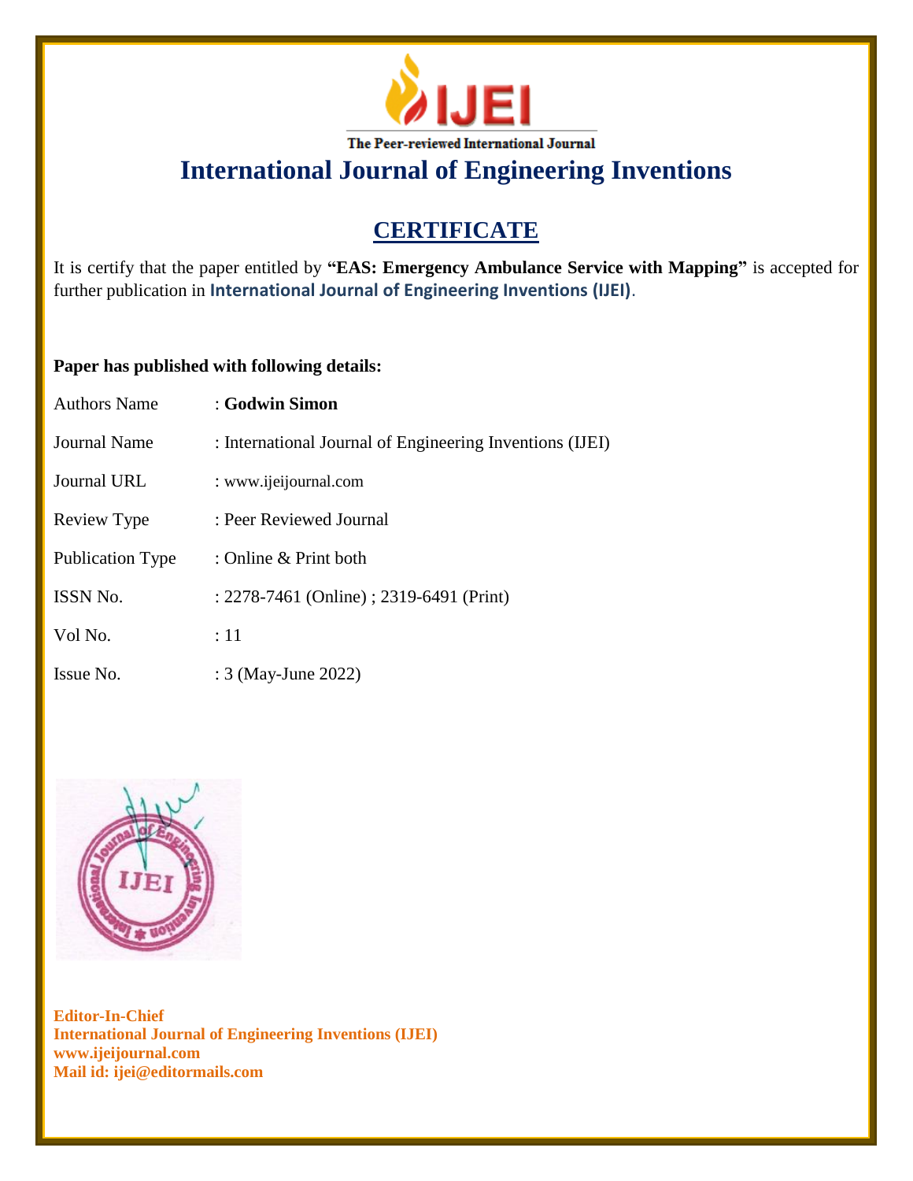IJEI

The Peer-reviewed International Journal

# International Journal of Engineering Inventions

## CERTIFICATE

It is certify that the paper entitled by **"EAS: Emergency Ambulance Service with Mapping"** is accepted for further publication in **International Journal of Engineering Inventions (IJEI)**.

**Paper has published with following details:**

| | |
|---|---|
| Authors Name | : **Godwin Simon** |
| Journal Name | : International Journal of Engineering Inventions (IJEI) |
| Journal URL | : www.ijeijournal.com |
| Review Type | : Peer Reviewed Journal |
| Publication Type | : Online & Print both |
| ISSN No. | : 2278-7461 (Online) ; 2319-6491 (Print) |
| Vol No. | : 11 |
| Issue No. | : 3 (May-June 2022) |

**Editor-In-Chief**
**International Journal of Engineering Inventions (IJEI)**
**www.ijeijournal.com**
**Mail id: ijei@editormails.com**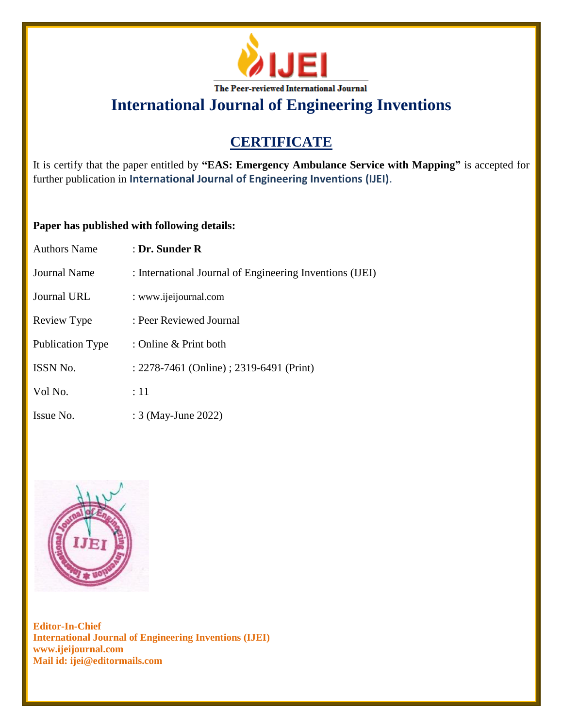The Peer-reviewed International Journal

# International Journal of Engineering Inventions

## CERTIFICATE

It is certify that the paper entitled by **"EAS: Emergency Ambulance Service with Mapping"** is accepted for further publication in **International Journal of Engineering Inventions (IJEI)**.

**Paper has published with following details:**

| | |
|---|---|
| Authors Name | : **Dr. Sunder R** |
| Journal Name | : International Journal of Engineering Inventions (IJEI) |
| Journal URL | : www.ijeijournal.com |
| Review Type | : Peer Reviewed Journal |
| Publication Type | : Online & Print both |
| ISSN No. | : 2278-7461 (Online) ; 2319-6491 (Print) |
| Vol No. | : 11 |
| Issue No. | : 3 (May-June 2022) |

**Editor-In-Chief**
**International Journal of Engineering Inventions (IJEI)**
**www.ijeijournal.com**
**Mail id: ijei@editormails.com**